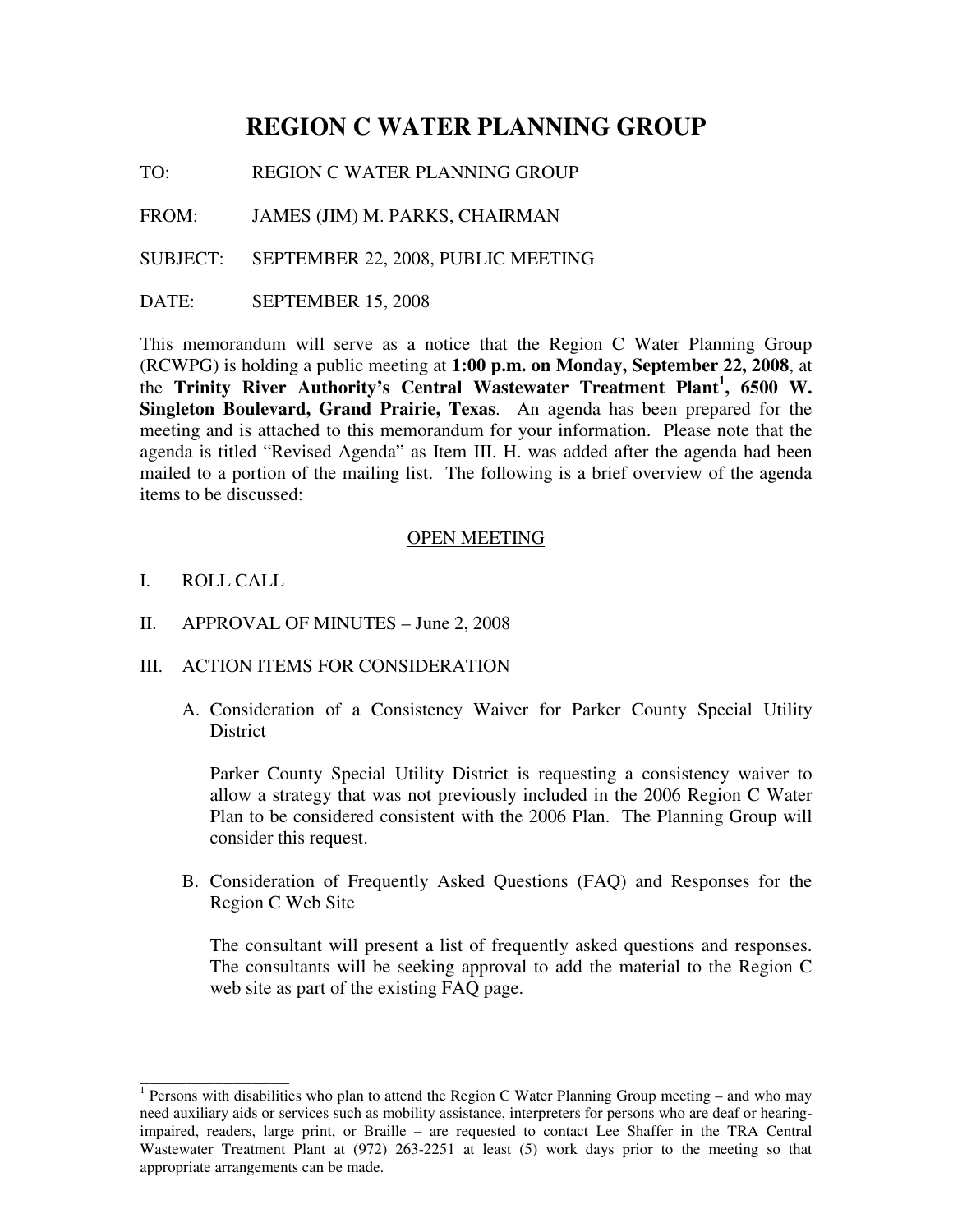# REGION C WATER PLANNING GROUP

TO: REGION C WATER PLANNING GROUP

FROM: JAMES (JIM) M. PARKS, CHAIRMAN

SUBJECT: SEPTEMBER 22, 2008, PUBLIC MEETING

DATE: SEPTEMBER 15, 2008

This memorandum will serve as a notice that the Region C Water Planning Group (RCWPG) is holding a public meeting at **1:00 p.m. on Monday, September 22, 2008**, at the **Trinity River Authority's Central Wastewater Treatment Plant[1], 6500 W. Singleton Boulevard, Grand Prairie, Texas**. An agenda has been prepared for the meeting and is attached to this memorandum for your information. Please note that the agenda is titled "Revised Agenda" as Item III. H. was added after the agenda had been mailed to a portion of the mailing list. The following is a brief overview of the agenda items to be discussed:

## OPEN MEETING

I. ROLL CALL

II. APPROVAL OF MINUTES – June 2, 2008

III. ACTION ITEMS FOR CONSIDERATION

A. Consideration of a Consistency Waiver for Parker County Special Utility District

Parker County Special Utility District is requesting a consistency waiver to allow a strategy that was not previously included in the 2006 Region C Water Plan to be considered consistent with the 2006 Plan. The Planning Group will consider this request.

B. Consideration of Frequently Asked Questions (FAQ) and Responses for the Region C Web Site

The consultant will present a list of frequently asked questions and responses. The consultants will be seeking approval to add the material to the Region C web site as part of the existing FAQ page.

---

[1] Persons with disabilities who plan to attend the Region C Water Planning Group meeting – and who may need auxiliary aids or services such as mobility assistance, interpreters for persons who are deaf or hearing-impaired, readers, large print, or Braille – are requested to contact Lee Shaffer in the TRA Central Wastewater Treatment Plant at (972) 263-2251 at least (5) work days prior to the meeting so that appropriate arrangements can be made.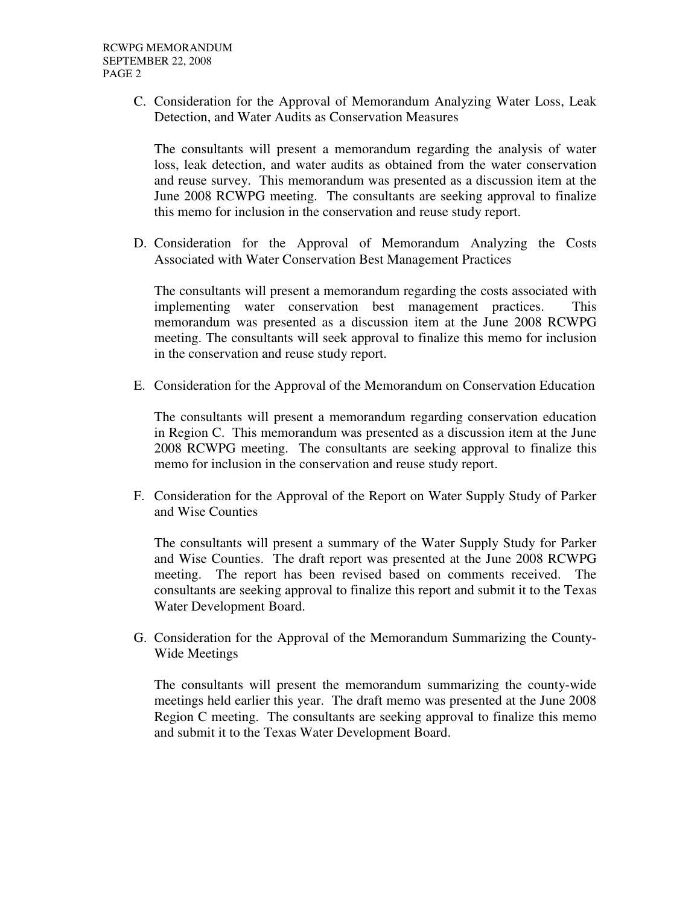C. Consideration for the Approval of Memorandum Analyzing Water Loss, Leak Detection, and Water Audits as Conservation Measures

   The consultants will present a memorandum regarding the analysis of water loss, leak detection, and water audits as obtained from the water conservation and reuse survey. This memorandum was presented as a discussion item at the June 2008 RCWPG meeting. The consultants are seeking approval to finalize this memo for inclusion in the conservation and reuse study report.

D. Consideration for the Approval of Memorandum Analyzing the Costs Associated with Water Conservation Best Management Practices

   The consultants will present a memorandum regarding the costs associated with implementing water conservation best management practices. This memorandum was presented as a discussion item at the June 2008 RCWPG meeting. The consultants will seek approval to finalize this memo for inclusion in the conservation and reuse study report.

E. Consideration for the Approval of the Memorandum on Conservation Education

   The consultants will present a memorandum regarding conservation education in Region C. This memorandum was presented as a discussion item at the June 2008 RCWPG meeting. The consultants are seeking approval to finalize this memo for inclusion in the conservation and reuse study report.

F. Consideration for the Approval of the Report on Water Supply Study of Parker and Wise Counties

   The consultants will present a summary of the Water Supply Study for Parker and Wise Counties. The draft report was presented at the June 2008 RCWPG meeting. The report has been revised based on comments received. The consultants are seeking approval to finalize this report and submit it to the Texas Water Development Board.

G. Consideration for the Approval of the Memorandum Summarizing the County-Wide Meetings

   The consultants will present the memorandum summarizing the county-wide meetings held earlier this year. The draft memo was presented at the June 2008 Region C meeting. The consultants are seeking approval to finalize this memo and submit it to the Texas Water Development Board.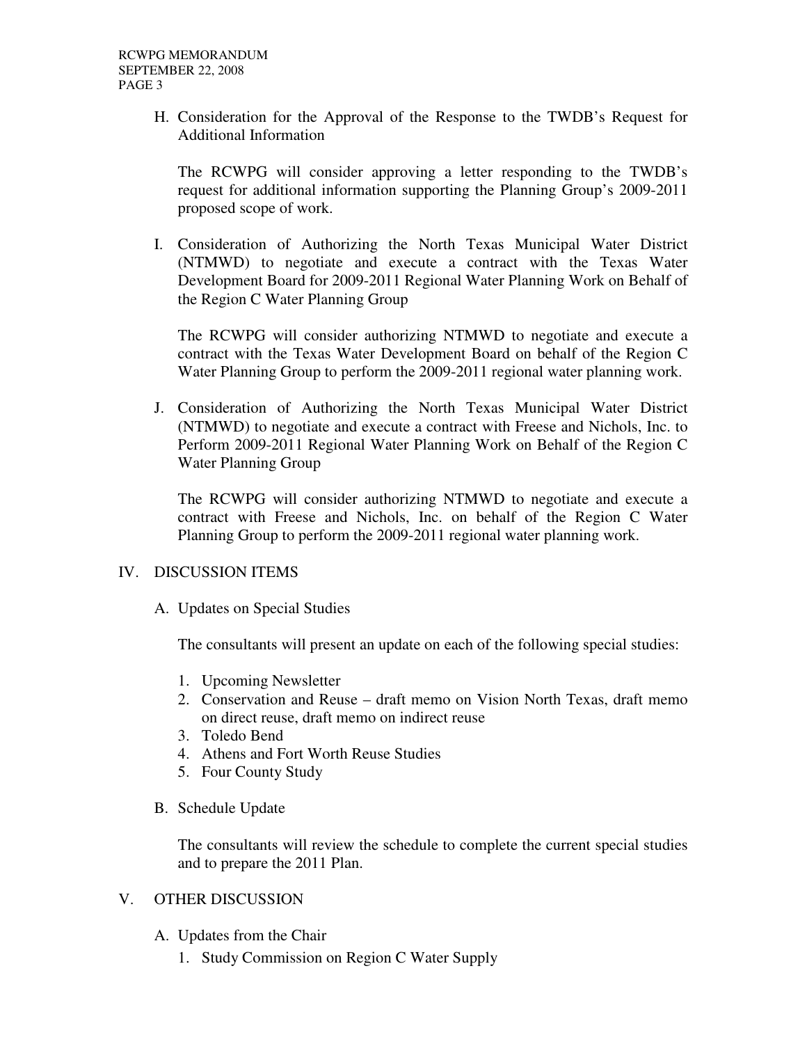H. Consideration for the Approval of the Response to the TWDB's Request for Additional Information

   The RCWPG will consider approving a letter responding to the TWDB's request for additional information supporting the Planning Group's 2009-2011 proposed scope of work.

I. Consideration of Authorizing the North Texas Municipal Water District (NTMWD) to negotiate and execute a contract with the Texas Water Development Board for 2009-2011 Regional Water Planning Work on Behalf of the Region C Water Planning Group

   The RCWPG will consider authorizing NTMWD to negotiate and execute a contract with the Texas Water Development Board on behalf of the Region C Water Planning Group to perform the 2009-2011 regional water planning work.

J. Consideration of Authorizing the North Texas Municipal Water District (NTMWD) to negotiate and execute a contract with Freese and Nichols, Inc. to Perform 2009-2011 Regional Water Planning Work on Behalf of the Region C Water Planning Group

   The RCWPG will consider authorizing NTMWD to negotiate and execute a contract with Freese and Nichols, Inc. on behalf of the Region C Water Planning Group to perform the 2009-2011 regional water planning work.

## IV. DISCUSSION ITEMS

A. Updates on Special Studies

   The consultants will present an update on each of the following special studies:

   1. Upcoming Newsletter
   2. Conservation and Reuse – draft memo on Vision North Texas, draft memo on direct reuse, draft memo on indirect reuse
   3. Toledo Bend
   4. Athens and Fort Worth Reuse Studies
   5. Four County Study

B. Schedule Update

   The consultants will review the schedule to complete the current special studies and to prepare the 2011 Plan.

## V. OTHER DISCUSSION

A. Updates from the Chair
   1. Study Commission on Region C Water Supply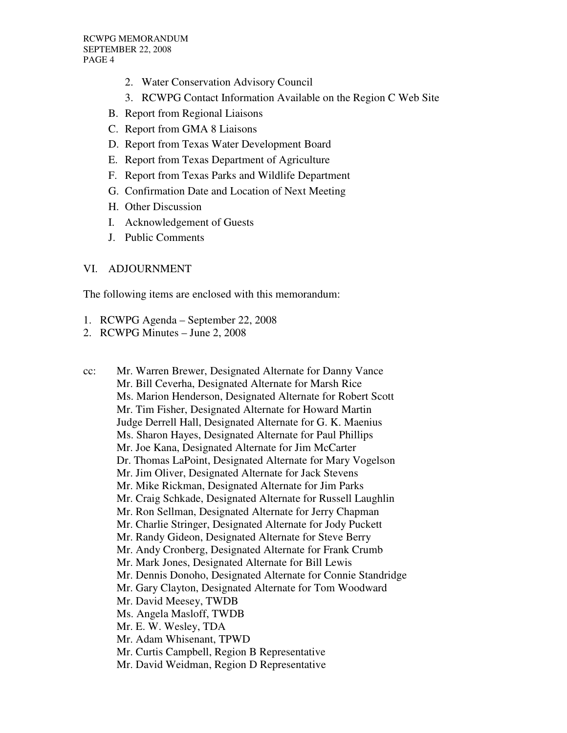2. Water Conservation Advisory Council
3. RCWPG Contact Information Available on the Region C Web Site

B. Report from Regional Liaisons
C. Report from GMA 8 Liaisons
D. Report from Texas Water Development Board
E. Report from Texas Department of Agriculture
F. Report from Texas Parks and Wildlife Department
G. Confirmation Date and Location of Next Meeting
H. Other Discussion
I. Acknowledgement of Guests
J. Public Comments

VI. ADJOURNMENT

The following items are enclosed with this memorandum:

1. RCWPG Agenda – September 22, 2008
2. RCWPG Minutes – June 2, 2008

cc: Mr. Warren Brewer, Designated Alternate for Danny Vance
Mr. Bill Ceverha, Designated Alternate for Marsh Rice
Ms. Marion Henderson, Designated Alternate for Robert Scott
Mr. Tim Fisher, Designated Alternate for Howard Martin
Judge Derrell Hall, Designated Alternate for G. K. Maenius
Ms. Sharon Hayes, Designated Alternate for Paul Phillips
Mr. Joe Kana, Designated Alternate for Jim McCarter
Dr. Thomas LaPoint, Designated Alternate for Mary Vogelson
Mr. Jim Oliver, Designated Alternate for Jack Stevens
Mr. Mike Rickman, Designated Alternate for Jim Parks
Mr. Craig Schkade, Designated Alternate for Russell Laughlin
Mr. Ron Sellman, Designated Alternate for Jerry Chapman
Mr. Charlie Stringer, Designated Alternate for Jody Puckett
Mr. Randy Gideon, Designated Alternate for Steve Berry
Mr. Andy Cronberg, Designated Alternate for Frank Crumb
Mr. Mark Jones, Designated Alternate for Bill Lewis
Mr. Dennis Donoho, Designated Alternate for Connie Standridge
Mr. Gary Clayton, Designated Alternate for Tom Woodward
Mr. David Meesey, TWDB
Ms. Angela Masloff, TWDB
Mr. E. W. Wesley, TDA
Mr. Adam Whisenant, TPWD
Mr. Curtis Campbell, Region B Representative
Mr. David Weidman, Region D Representative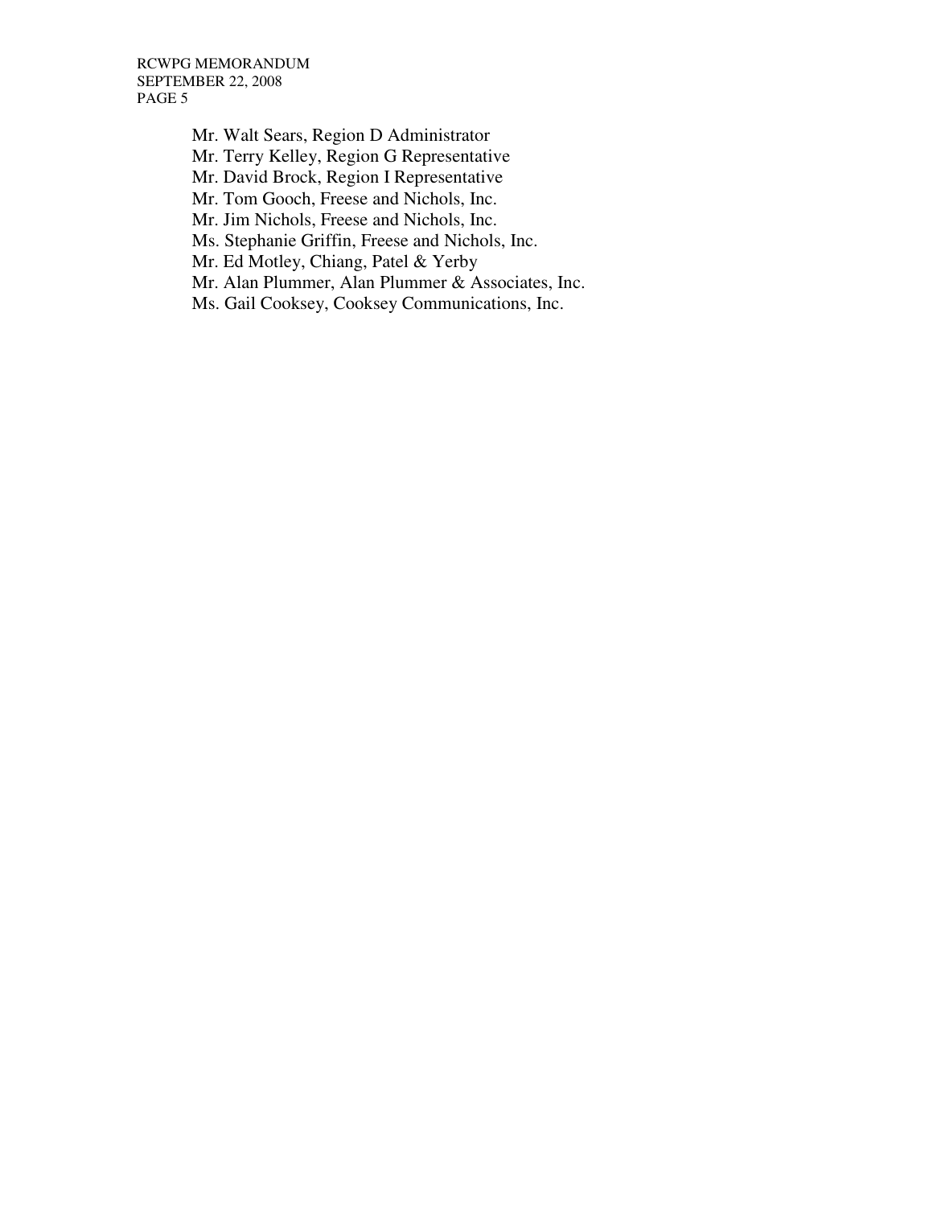Mr. Walt Sears, Region D Administrator
Mr. Terry Kelley, Region G Representative
Mr. David Brock, Region I Representative
Mr. Tom Gooch, Freese and Nichols, Inc.
Mr. Jim Nichols, Freese and Nichols, Inc.
Ms. Stephanie Griffin, Freese and Nichols, Inc.
Mr. Ed Motley, Chiang, Patel & Yerby
Mr. Alan Plummer, Alan Plummer & Associates, Inc.
Ms. Gail Cooksey, Cooksey Communications, Inc.